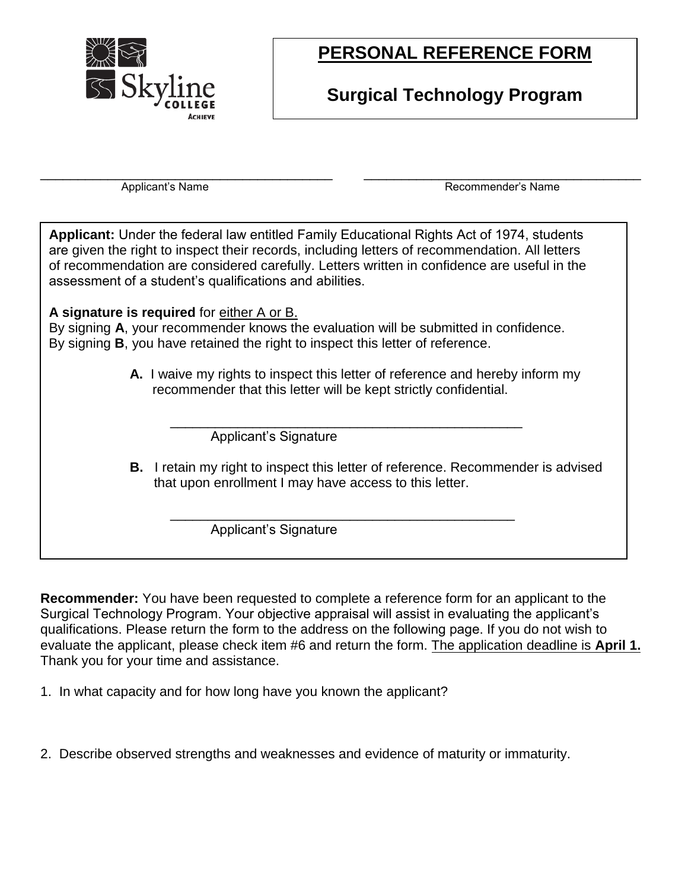# PERSONAL REFERENCE FORM

## Surgical Technology Program

\_\_\_\_\_\_\_\_\_\_\_\_\_\_\_\_\_\_\_\_\_\_\_\_\_\_\_\_\_\_\_\_\_\_\_\_\_\_\_\_ Applicant's Name

\_\_\_\_\_\_\_\_\_\_\_\_\_\_\_\_\_\_\_\_\_\_\_\_\_\_\_\_\_\_\_\_\_\_\_\_\_\_\_\_ Recommender's Name

**Applicant:** Under the federal law entitled Family Educational Rights Act of 1974, students are given the right to inspect their records, including letters of recommendation. All letters of recommendation are considered carefully. Letters written in confidence are useful in the assessment of a student's qualifications and abilities.

**A signature is required** for <u>either A or B.</u>
By signing **A**, your recommender knows the evaluation will be submitted in confidence.
By signing **B**, you have retained the right to inspect this letter of reference.

**A.** I waive my rights to inspect this letter of reference and hereby inform my recommender that this letter will be kept strictly confidential.

\_\_\_\_\_\_\_\_\_\_\_\_\_\_\_\_\_\_\_\_\_\_\_\_\_\_\_\_\_\_\_\_\_\_\_\_\_\_\_\_\_\_\_\_
Applicant's Signature

**B.** I retain my right to inspect this letter of reference. Recommender is advised that upon enrollment I may have access to this letter.

\_\_\_\_\_\_\_\_\_\_\_\_\_\_\_\_\_\_\_\_\_\_\_\_\_\_\_\_\_\_\_\_\_\_\_\_\_\_\_\_\_\_\_\_
Applicant's Signature

**Recommender:** You have been requested to complete a reference form for an applicant to the Surgical Technology Program. Your objective appraisal will assist in evaluating the applicant's qualifications. Please return the form to the address on the following page. If you do not wish to evaluate the applicant, please check item #6 and return the form. <u>The application deadline is **April 1.**</u> Thank you for your time and assistance.

1. In what capacity and for how long have you known the applicant?

2. Describe observed strengths and weaknesses and evidence of maturity or immaturity.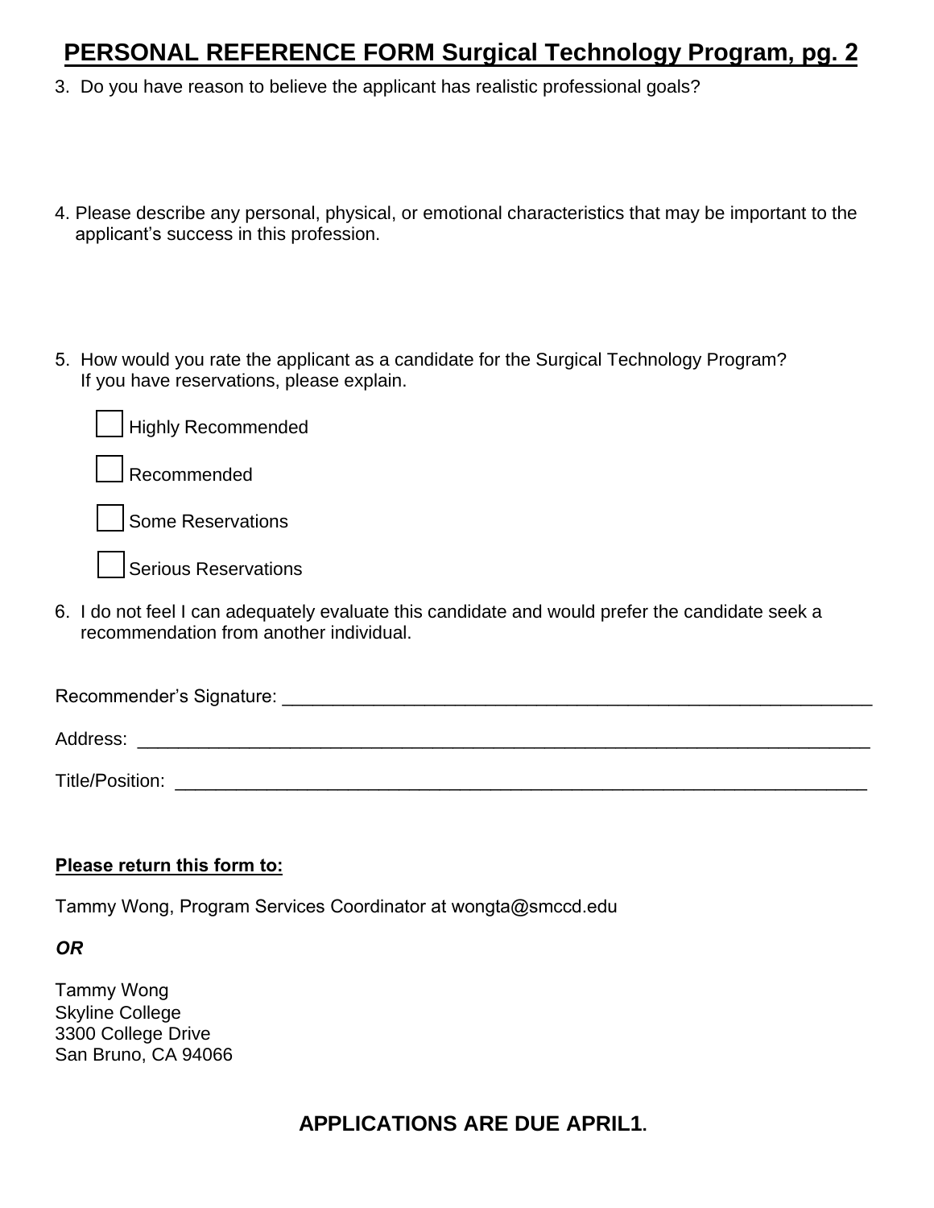# PERSONAL REFERENCE FORM Surgical Technology Program, pg. 2

3. Do you have reason to believe the applicant has realistic professional goals?

4. Please describe any personal, physical, or emotional characteristics that may be important to the applicant's success in this profession.

5. How would you rate the applicant as a candidate for the Surgical Technology Program? If you have reservations, please explain.

- ☐ Highly Recommended
- ☐ Recommended
- ☐ Some Reservations
- ☐ Serious Reservations

6. I do not feel I can adequately evaluate this candidate and would prefer the candidate seek a recommendation from another individual.

Recommender's Signature: ____________________________________________________________

Address: ______________________________________________________________________

Title/Position: __________________________________________________________________

**Please return this form to:**

Tammy Wong, Program Services Coordinator at wongta@smccd.edu

***OR***

Tammy Wong
Skyline College
3300 College Drive
San Bruno, CA 94066

**APPLICATIONS ARE DUE APRIL1.**